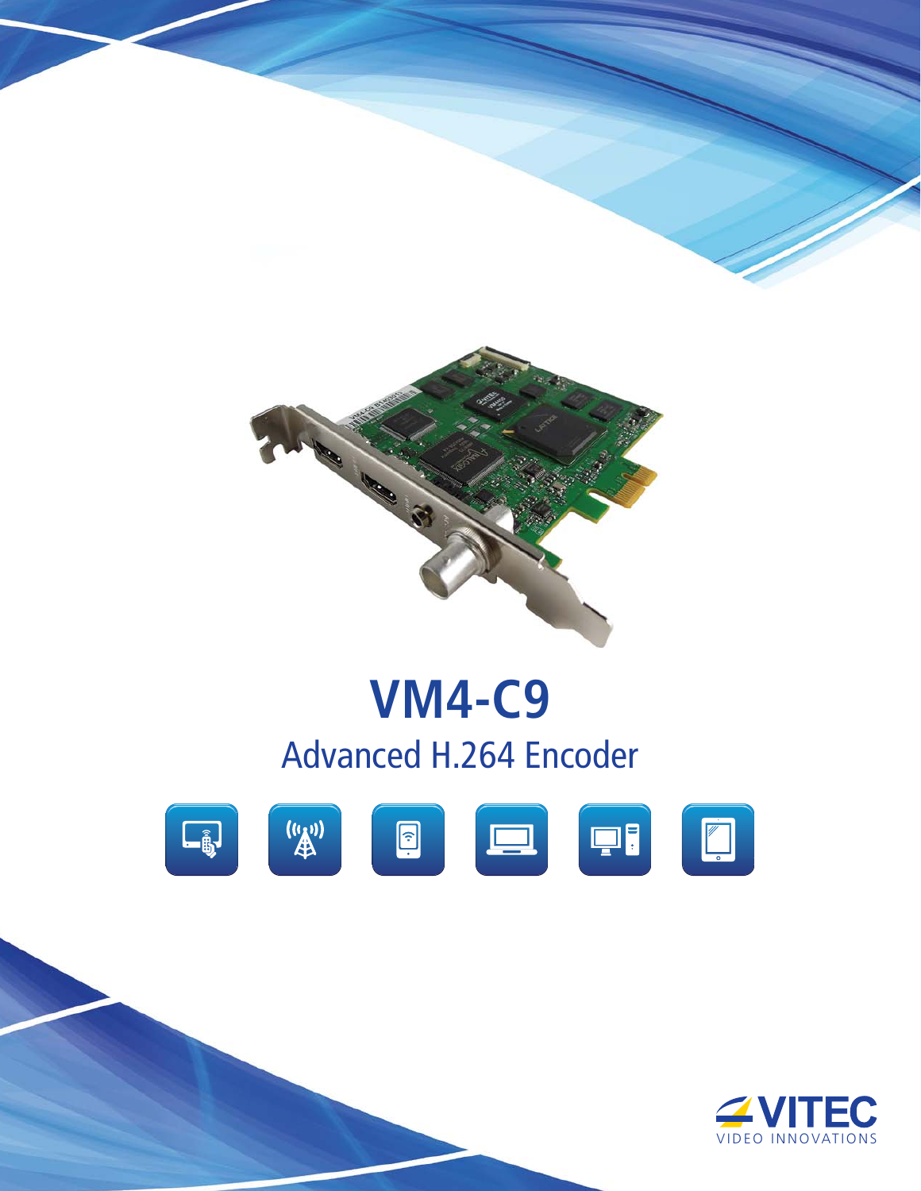# VM4-C9

## Advanced H.264 Encoder

VITEC
VIDEO INNOVATIONS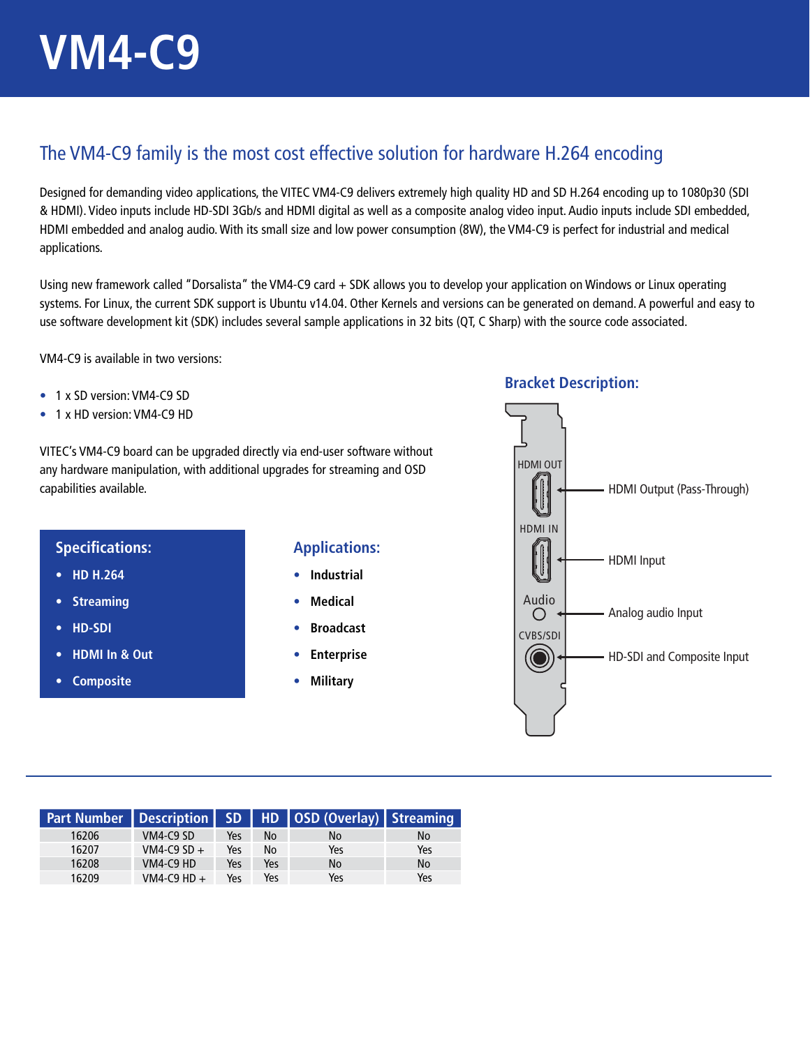# VM4-C9

## The VM4-C9 family is the most cost effective solution for hardware H.264 encoding

Designed for demanding video applications, the VITEC VM4-C9 delivers extremely high quality HD and SD H.264 encoding up to 1080p30 (SDI & HDMI). Video inputs include HD-SDI 3Gb/s and HDMI digital as well as a composite analog video input. Audio inputs include SDI embedded, HDMI embedded and analog audio. With its small size and low power consumption (8W), the VM4-C9 is perfect for industrial and medical applications.

Using new framework called "Dorsalista" the VM4-C9 card + SDK allows you to develop your application on Windows or Linux operating systems. For Linux, the current SDK support is Ubuntu v14.04. Other Kernels and versions can be generated on demand. A powerful and easy to use software development kit (SDK) includes several sample applications in 32 bits (QT, C Sharp) with the source code associated.

VM4-C9 is available in two versions:

- 1 x SD version: VM4-C9 SD
- 1 x HD version: VM4-C9 HD

VITEC's VM4-C9 board can be upgraded directly via end-user software without any hardware manipulation, with additional upgrades for streaming and OSD capabilities available.

### Specifications:

- **HD H.264**
- **Streaming**
- **HD-SDI**
- **HDMI In & Out**
- **Composite**

### Applications:

- **Industrial**
- **Medical**
- **Broadcast**
- **Enterprise**
- **Military**

### Bracket Description:

- HDMI OUT — HDMI Output (Pass-Through)
- HDMI IN — HDMI Input
- Audio — Analog audio Input
- CVBS/SDI — HD-SDI and Composite Input

| Part Number | Description | SD | HD | OSD (Overlay) | Streaming |
|---|---|---|---|---|---|
| 16206 | VM4-C9 SD | Yes | No | No | No |
| 16207 | VM4-C9 SD + | Yes | No | Yes | Yes |
| 16208 | VM4-C9 HD | Yes | Yes | No | No |
| 16209 | VM4-C9 HD + | Yes | Yes | Yes | Yes |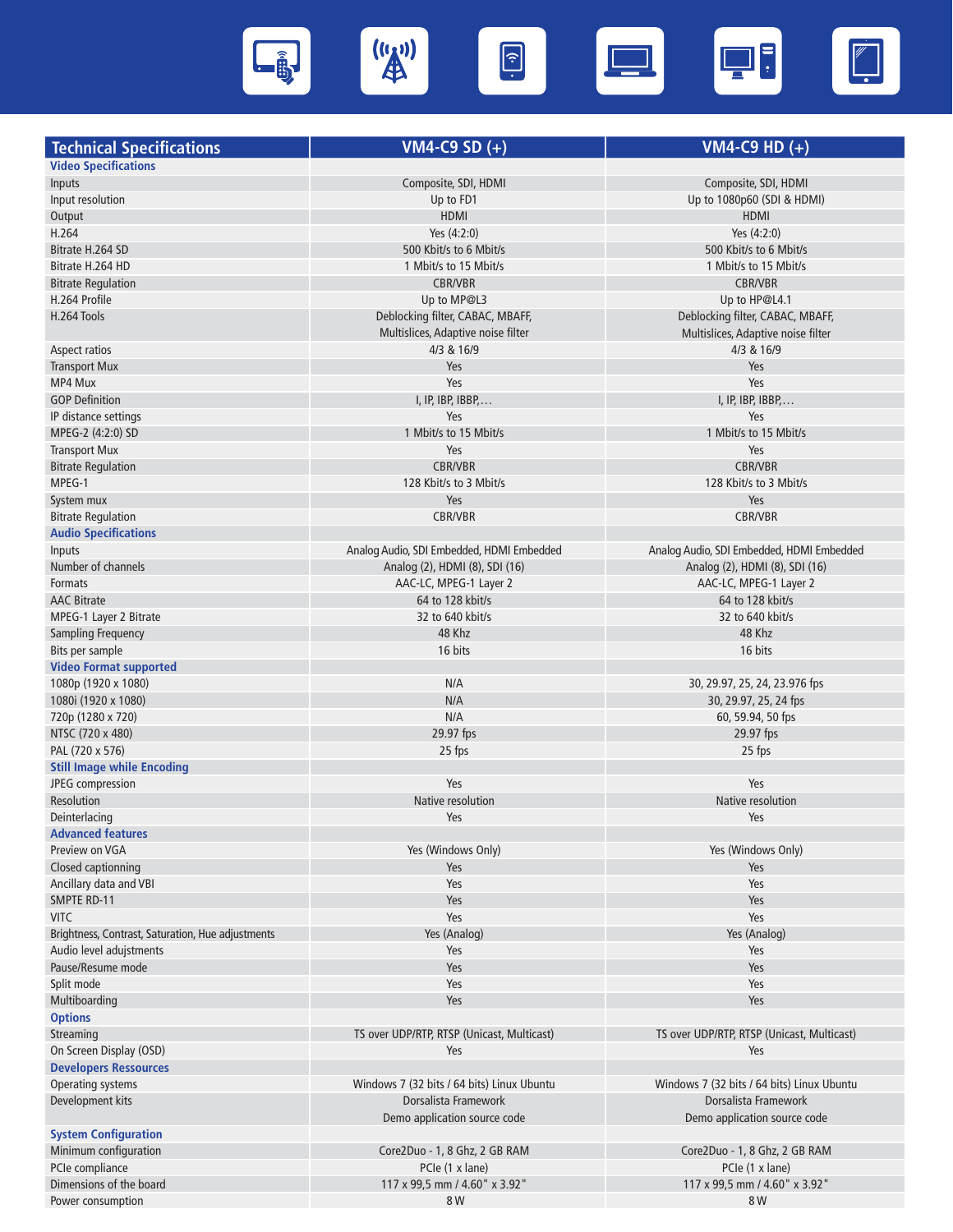| Technical Specifications | VM4-C9 SD (+) | VM4-C9 HD (+) |
|---|---|---|
| **Video Specifications** | | |
| Inputs | Composite, SDI, HDMI | Composite, SDI, HDMI |
| Input resolution | Up to FD1 | Up to 1080p60 (SDI & HDMI) |
| Output | HDMI | HDMI |
| H.264 | Yes (4:2:0) | Yes (4:2:0) |
| Bitrate H.264 SD | 500 Kbit/s to 6 Mbit/s | 500 Kbit/s to 6 Mbit/s |
| Bitrate H.264 HD | 1 Mbit/s to 15 Mbit/s | 1 Mbit/s to 15 Mbit/s |
| Bitrate Regulation | CBR/VBR | CBR/VBR |
| H.264 Profile | Up to MP@L3 | Up to HP@L4.1 |
| H.264 Tools | Deblocking filter, CABAC, MBAFF, Multislices, Adaptive noise filter | Deblocking filter, CABAC, MBAFF, Multislices, Adaptive noise filter |
| Aspect ratios | 4/3 & 16/9 | 4/3 & 16/9 |
| Transport Mux | Yes | Yes |
| MP4 Mux | Yes | Yes |
| GOP Definition | I, IP, IBP, IBBP,… | I, IP, IBP, IBBP,… |
| IP distance settings | Yes | Yes |
| MPEG-2 (4:2:0) SD | 1 Mbit/s to 15 Mbit/s | 1 Mbit/s to 15 Mbit/s |
| Transport Mux | Yes | Yes |
| Bitrate Regulation | CBR/VBR | CBR/VBR |
| MPEG-1 | 128 Kbit/s to 3 Mbit/s | 128 Kbit/s to 3 Mbit/s |
| System mux | Yes | Yes |
| Bitrate Regulation | CBR/VBR | CBR/VBR |
| **Audio Specifications** | | |
| Inputs | Analog Audio, SDI Embedded, HDMI Embedded | Analog Audio, SDI Embedded, HDMI Embedded |
| Number of channels | Analog (2), HDMI (8), SDI (16) | Analog (2), HDMI (8), SDI (16) |
| Formats | AAC-LC, MPEG-1 Layer 2 | AAC-LC, MPEG-1 Layer 2 |
| AAC Bitrate | 64 to 128 kbit/s | 64 to 128 kbit/s |
| MPEG-1 Layer 2 Bitrate | 32 to 640 kbit/s | 32 to 640 kbit/s |
| Sampling Frequency | 48 Khz | 48 Khz |
| Bits per sample | 16 bits | 16 bits |
| **Video Format supported** | | |
| 1080p (1920 x 1080) | N/A | 30, 29.97, 25, 24, 23.976 fps |
| 1080i (1920 x 1080) | N/A | 30, 29.97, 25, 24 fps |
| 720p (1280 x 720) | N/A | 60, 59.94, 50 fps |
| NTSC (720 x 480) | 29.97 fps | 29.97 fps |
| PAL (720 x 576) | 25 fps | 25 fps |
| **Still Image while Encoding** | | |
| JPEG compression | Yes | Yes |
| Resolution | Native resolution | Native resolution |
| Deinterlacing | Yes | Yes |
| **Advanced features** | | |
| Preview on VGA | Yes (Windows Only) | Yes (Windows Only) |
| Closed captionning | Yes | Yes |
| Ancillary data and VBI | Yes | Yes |
| SMPTE RD-11 | Yes | Yes |
| VITC | Yes | Yes |
| Brightness, Contrast, Saturation, Hue adjustments | Yes (Analog) | Yes (Analog) |
| Audio level adujstments | Yes | Yes |
| Pause/Resume mode | Yes | Yes |
| Split mode | Yes | Yes |
| Multiboarding | Yes | Yes |
| **Options** | | |
| Streaming | TS over UDP/RTP, RTSP (Unicast, Multicast) | TS over UDP/RTP, RTSP (Unicast, Multicast) |
| On Screen Display (OSD) | Yes | Yes |
| **Developers Ressources** | | |
| Operating systems | Windows 7 (32 bits / 64 bits) Linux Ubuntu | Windows 7 (32 bits / 64 bits) Linux Ubuntu |
| Development kits | Dorsalista Framework Demo application source code | Dorsalista Framework Demo application source code |
| **System Configuration** | | |
| Minimum configuration | Core2Duo - 1, 8 Ghz, 2 GB RAM | Core2Duo - 1, 8 Ghz, 2 GB RAM |
| PCIe compliance | PCIe (1 x lane) | PCIe (1 x lane) |
| Dimensions of the board | 117 x 99,5 mm / 4.60" x 3.92" | 117 x 99,5 mm / 4.60" x 3.92" |
| Power consumption | 8 W | 8 W |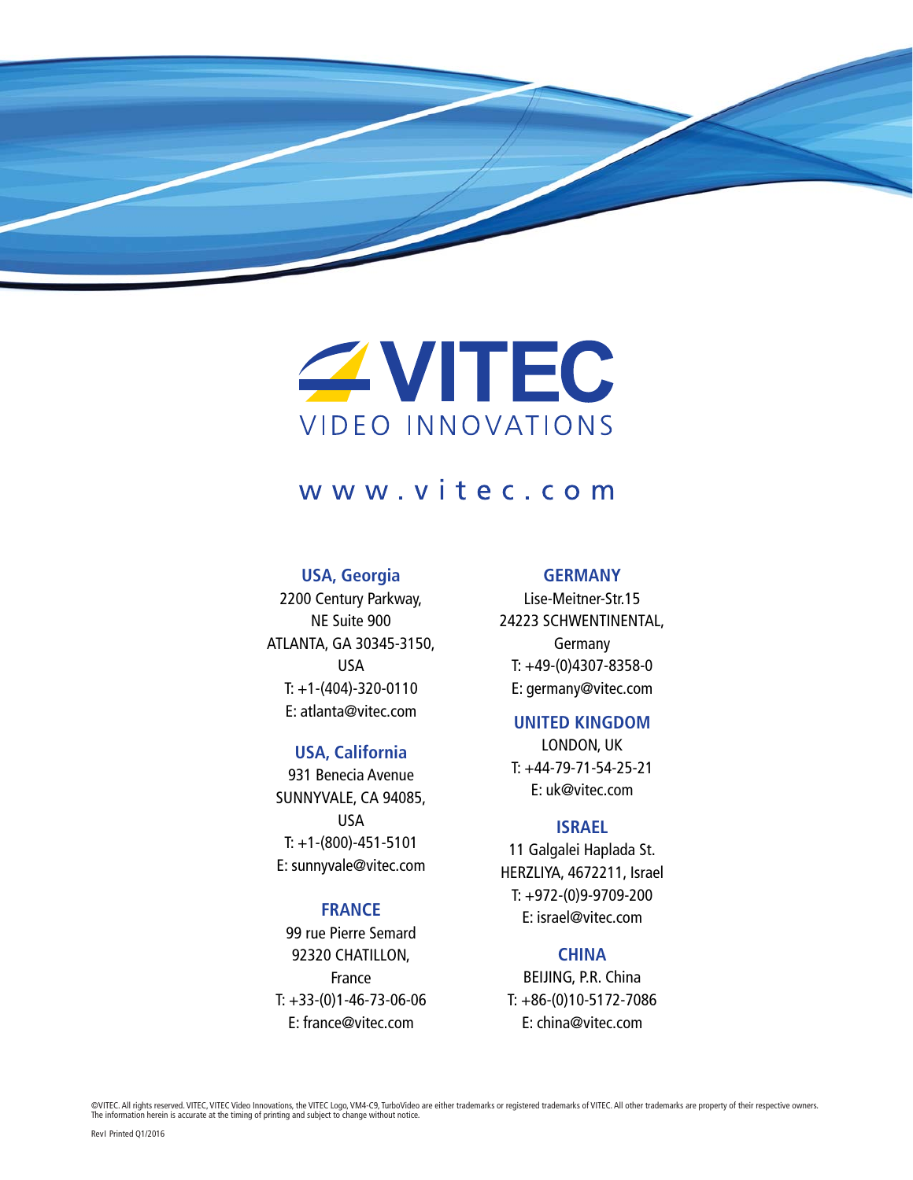# VITEC

VIDEO INNOVATIONS

www.vitec.com

### USA, Georgia

2200 Century Parkway,
NE Suite 900
ATLANTA, GA 30345-3150,
USA
T: +1-(404)-320-0110
E: atlanta@vitec.com

### USA, California

931 Benecia Avenue
SUNNYVALE, CA 94085,
USA
T: +1-(800)-451-5101
E: sunnyvale@vitec.com

### FRANCE

99 rue Pierre Semard
92320 CHATILLON,
France
T: +33-(0)1-46-73-06-06
E: france@vitec.com

### GERMANY

Lise-Meitner-Str.15
24223 SCHWENTINENTAL,
Germany
T: +49-(0)4307-8358-0
E: germany@vitec.com

### UNITED KINGDOM

LONDON, UK
T: +44-79-71-54-25-21
E: uk@vitec.com

### ISRAEL

11 Galgalei Haplada St.
HERZLIYA, 4672211, Israel
T: +972-(0)9-9709-200
E: israel@vitec.com

### CHINA

BEIJING, P.R. China
T: +86-(0)10-5172-7086
E: china@vitec.com

©VITEC. All rights reserved. VITEC, VITEC Video Innovations, the VITEC Logo, VM4-C9, TurboVideo are either trademarks or registered trademarks of VITEC. All other trademarks are property of their respective owners.
The information herein is accurate at the timing of printing and subject to change without notice.

RevI Printed Q1/2016